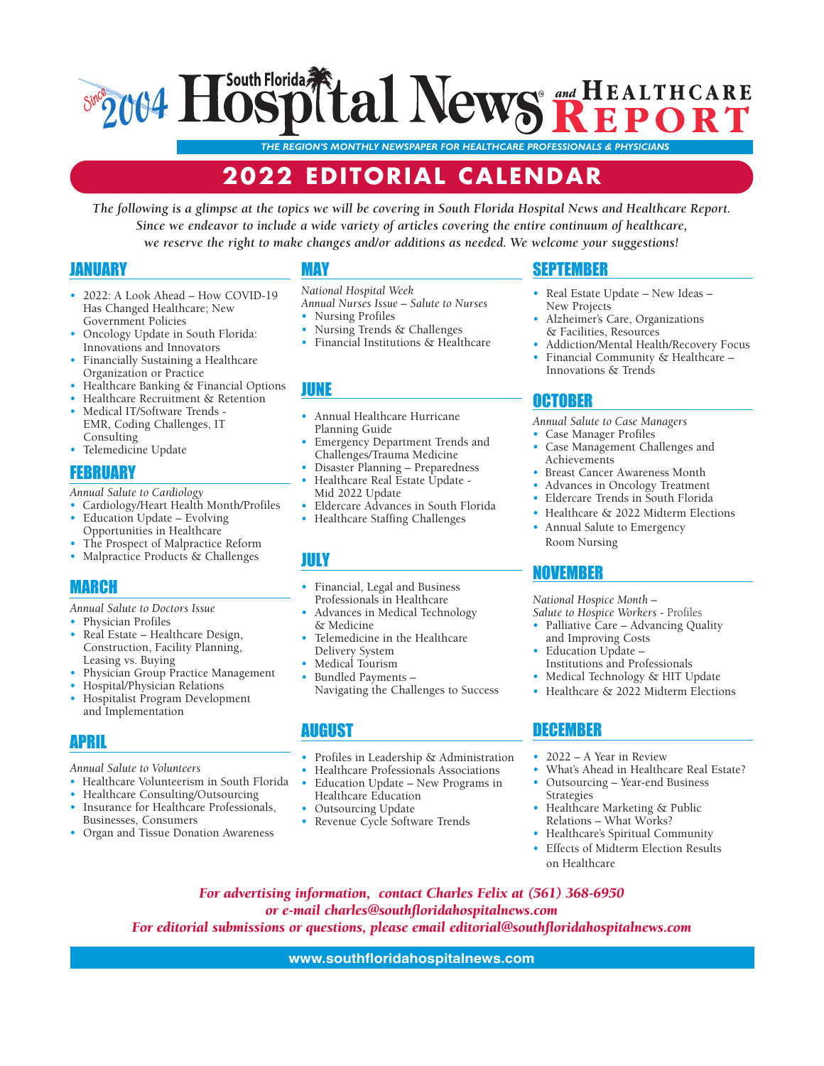# Since 2004 South Florida Hospital News and Healthcare Report

THE REGION'S MONTHLY NEWSPAPER FOR HEALTHCARE PROFESSIONALS & PHYSICIANS

## 2022 EDITORIAL CALENDAR

*The following is a glimpse at the topics we will be covering in South Florida Hospital News and Healthcare Report. Since we endeavor to include a wide variety of articles covering the entire continuum of healthcare, we reserve the right to make changes and/or additions as needed. We welcome your suggestions!*

### JANUARY

- 2022: A Look Ahead – How COVID-19 Has Changed Healthcare; New Government Policies
- Oncology Update in South Florida: Innovations and Innovators
- Financially Sustaining a Healthcare Organization or Practice
- Healthcare Banking & Financial Options
- Healthcare Recruitment & Retention
- Medical IT/Software Trends - EMR, Coding Challenges, IT Consulting
- Telemedicine Update

### FEBRUARY

*Annual Salute to Cardiology*

- Cardiology/Heart Health Month/Profiles
- Education Update – Evolving Opportunities in Healthcare
- The Prospect of Malpractice Reform
- Malpractice Products & Challenges

### MARCH

*Annual Salute to Doctors Issue*

- Physician Profiles
- Real Estate – Healthcare Design, Construction, Facility Planning, Leasing vs. Buying
- Physician Group Practice Management
- Hospital/Physician Relations
- Hospitalist Program Development and Implementation

### APRIL

*Annual Salute to Volunteers*

- Healthcare Volunteerism in South Florida
- Healthcare Consulting/Outsourcing
- Insurance for Healthcare Professionals, Businesses, Consumers
- Organ and Tissue Donation Awareness

### MAY

*National Hospital Week*
*Annual Nurses Issue – Salute to Nurses*

- Nursing Profiles
- Nursing Trends & Challenges
- Financial Institutions & Healthcare

### JUNE

- Annual Healthcare Hurricane Planning Guide
- Emergency Department Trends and Challenges/Trauma Medicine
- Disaster Planning – Preparedness
- Healthcare Real Estate Update - Mid 2022 Update
- Eldercare Advances in South Florida
- Healthcare Staffing Challenges

### JULY

- Financial, Legal and Business Professionals in Healthcare
- Advances in Medical Technology & Medicine
- Telemedicine in the Healthcare Delivery System
- Medical Tourism
- Bundled Payments – Navigating the Challenges to Success

### AUGUST

- Profiles in Leadership & Administration
- Healthcare Professionals Associations
- Education Update – New Programs in Healthcare Education
- Outsourcing Update
- Revenue Cycle Software Trends

### SEPTEMBER

- Real Estate Update – New Ideas – New Projects
- Alzheimer's Care, Organizations & Facilities, Resources
- Addiction/Mental Health/Recovery Focus
- Financial Community & Healthcare – Innovations & Trends

### OCTOBER

*Annual Salute to Case Managers*

- Case Manager Profiles
- Case Management Challenges and Achievements
- Breast Cancer Awareness Month
- Advances in Oncology Treatment
- Eldercare Trends in South Florida
- Healthcare & 2022 Midterm Elections
- Annual Salute to Emergency Room Nursing

### NOVEMBER

*National Hospice Month –*
*Salute to Hospice Workers* - Profiles

- Palliative Care – Advancing Quality and Improving Costs
- Education Update – Institutions and Professionals
- Medical Technology & HIT Update
- Healthcare & 2022 Midterm Elections

### DECEMBER

- 2022 – A Year in Review
- What's Ahead in Healthcare Real Estate?
- Outsourcing – Year-end Business Strategies
- Healthcare Marketing & Public Relations – What Works?
- Healthcare's Spiritual Community
- Effects of Midterm Election Results on Healthcare

*For advertising information, contact Charles Felix at (561) 368-6950 or e-mail charles@southfloridahospitalnews.com*
*For editorial submissions or questions, please email editorial@southfloridahospitalnews.com*

www.southfloridahospitalnews.com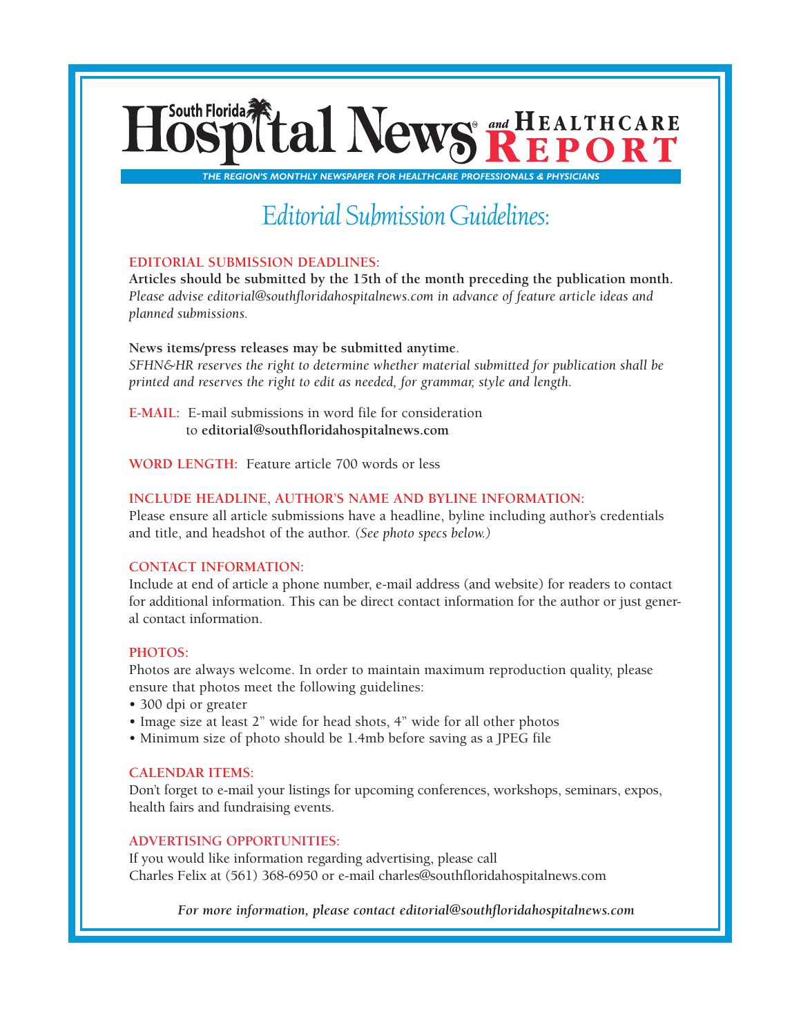# South Florida Hospital News® and HEALTHCARE REPORT

*THE REGION'S MONTHLY NEWSPAPER FOR HEALTHCARE PROFESSIONALS & PHYSICIANS*

## *Editorial Submission Guidelines:*

**EDITORIAL SUBMISSION DEADLINES:**

**Articles should be submitted by the 15th of the month preceding the publication month.**
*Please advise editorial@southfloridahospitalnews.com in advance of feature article ideas and planned submissions.*

**News items/press releases may be submitted anytime**.
*SFHN&HR reserves the right to determine whether material submitted for publication shall be printed and reserves the right to edit as needed, for grammar, style and length.*

**E-MAIL:** E-mail submissions in word file for consideration to **editorial@southfloridahospitalnews.com**

**WORD LENGTH:** Feature article 700 words or less

**INCLUDE HEADLINE, AUTHOR'S NAME AND BYLINE INFORMATION:**

Please ensure all article submissions have a headline, byline including author's credentials and title, and headshot of the author. *(See photo specs below.)*

**CONTACT INFORMATION:**

Include at end of article a phone number, e-mail address (and website) for readers to contact for additional information. This can be direct contact information for the author or just general contact information.

**PHOTOS:**

Photos are always welcome. In order to maintain maximum reproduction quality, please ensure that photos meet the following guidelines:

- 300 dpi or greater
- Image size at least 2" wide for head shots, 4" wide for all other photos
- Minimum size of photo should be 1.4mb before saving as a JPEG file

**CALENDAR ITEMS:**

Don't forget to e-mail your listings for upcoming conferences, workshops, seminars, expos, health fairs and fundraising events.

**ADVERTISING OPPORTUNITIES:**

If you would like information regarding advertising, please call Charles Felix at (561) 368-6950 or e-mail charles@southfloridahospitalnews.com

***For more information, please contact editorial@southfloridahospitalnews.com***